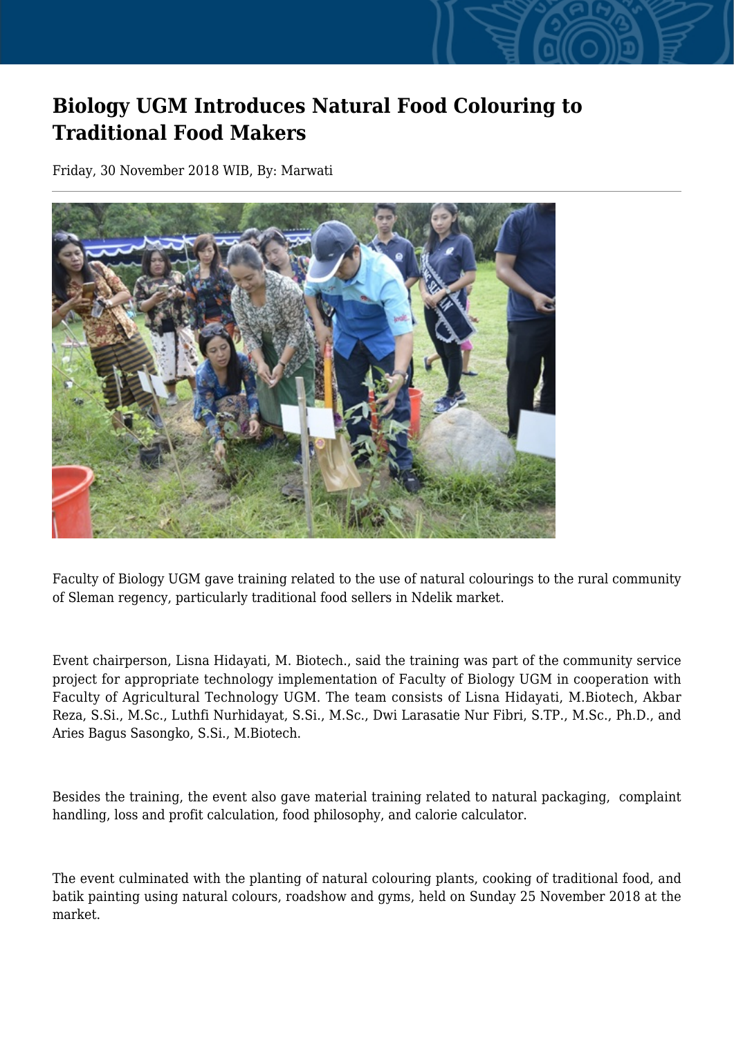# Biology UGM Introduces Natural Food Colouring to Traditional Food Makers

Friday, 30 November 2018 WIB, By: Marwati

Faculty of Biology UGM gave training related to the use of natural colourings to the rural community of Sleman regency, particularly traditional food sellers in Ndelik market.

Event chairperson, Lisna Hidayati, M. Biotech., said the training was part of the community service project for appropriate technology implementation of Faculty of Biology UGM in cooperation with Faculty of Agricultural Technology UGM. The team consists of Lisna Hidayati, M.Biotech, Akbar Reza, S.Si., M.Sc., Luthfi Nurhidayat, S.Si., M.Sc., Dwi Larasatie Nur Fibri, S.TP., M.Sc., Ph.D., and Aries Bagus Sasongko, S.Si., M.Biotech.

Besides the training, the event also gave material training related to natural packaging, complaint handling, loss and profit calculation, food philosophy, and calorie calculator.

The event culminated with the planting of natural colouring plants, cooking of traditional food, and batik painting using natural colours, roadshow and gyms, held on Sunday 25 November 2018 at the market.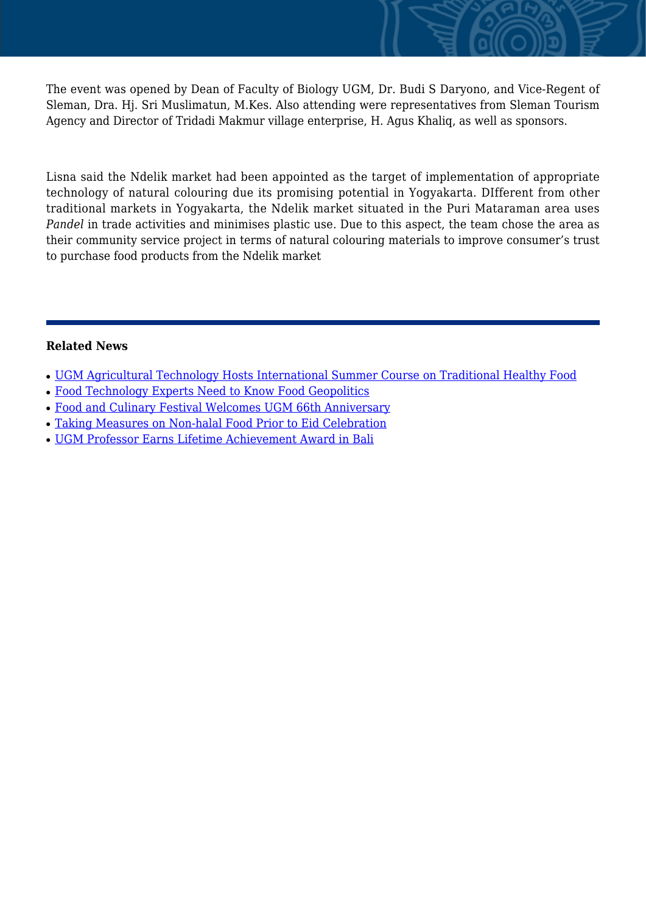The event was opened by Dean of Faculty of Biology UGM, Dr. Budi S Daryono, and Vice-Regent of Sleman, Dra. Hj. Sri Muslimatun, M.Kes. Also attending were representatives from Sleman Tourism Agency and Director of Tridadi Makmur village enterprise, H. Agus Khaliq, as well as sponsors.

Lisna said the Ndelik market had been appointed as the target of implementation of appropriate technology of natural colouring due its promising potential in Yogyakarta. DIfferent from other traditional markets in Yogyakarta, the Ndelik market situated in the Puri Mataraman area uses *Pandel* in trade activities and minimises plastic use. Due to this aspect, the team chose the area as their community service project in terms of natural colouring materials to improve consumer's trust to purchase food products from the Ndelik market

---

**Related News**

- UGM Agricultural Technology Hosts International Summer Course on Traditional Healthy Food
- Food Technology Experts Need to Know Food Geopolitics
- Food and Culinary Festival Welcomes UGM 66th Anniversary
- Taking Measures on Non-halal Food Prior to Eid Celebration
- UGM Professor Earns Lifetime Achievement Award in Bali